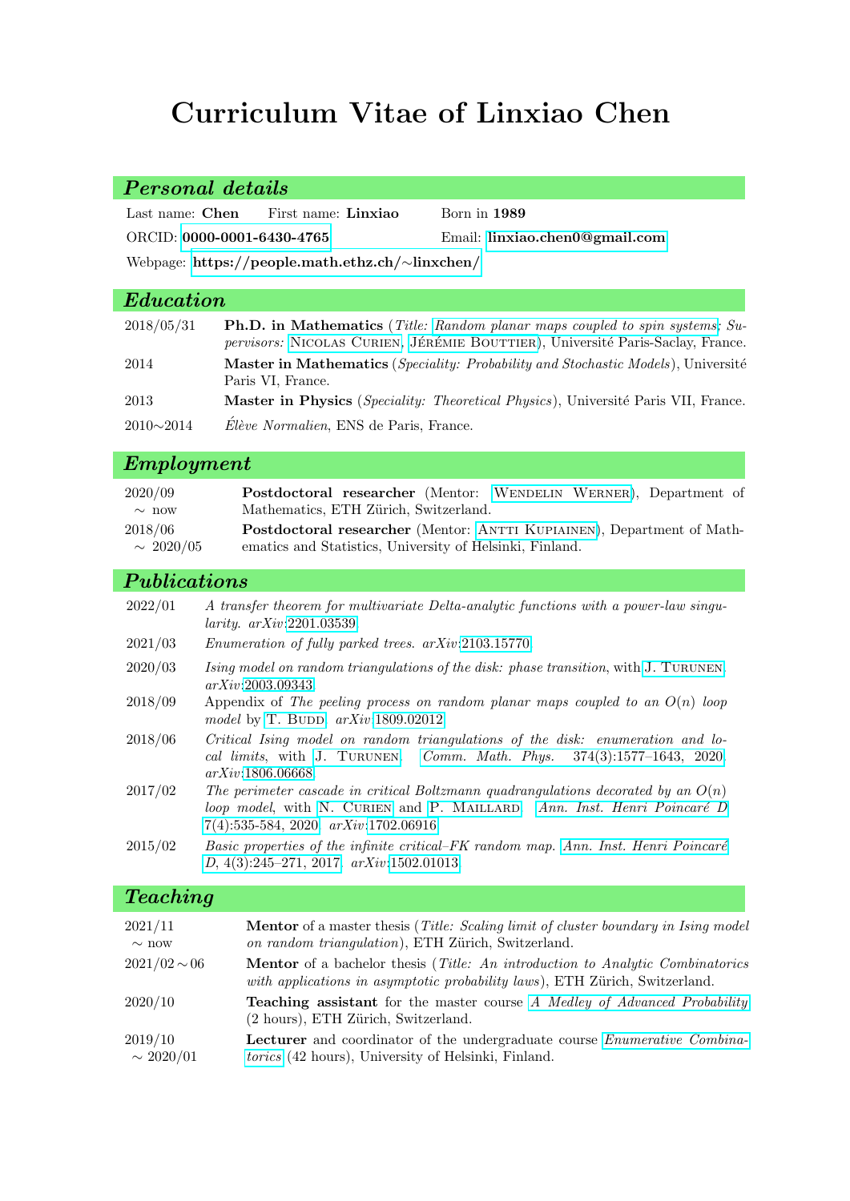# Curriculum Vitae of Linxiao Chen

## Personal details

Last name: **Chen** First name: **Linxiao** Born in **1989**

ORCID: **0000-0001-6430-4765** Email: **linxiao.chen0@gmail.com**

Webpage: **https://people.math.ethz.ch/∼linxchen/**

## Education

| | |
|---|---|
| 2018/05/31 | **Ph.D. in Mathematics** (*Title:* *Random planar maps coupled to spin systems*; *Supervisors:* Nicolas Curien, Jérémie Bouttier), Université Paris-Saclay, France. |
| 2014 | **Master in Mathematics** (*Speciality: Probability and Stochastic Models*), Université Paris VI, France. |
| 2013 | **Master in Physics** (*Speciality: Theoretical Physics*), Université Paris VII, France. |
| 2010∼2014 | *Élève Normalien*, ENS de Paris, France. |

## Employment

| | |
|---|---|
| 2020/09 ∼ now | **Postdoctoral researcher** (Mentor: Wendelin Werner), Department of Mathematics, ETH Zürich, Switzerland. |
| 2018/06 ∼ 2020/05 | **Postdoctoral researcher** (Mentor: Antti Kupiainen), Department of Mathematics and Statistics, University of Helsinki, Finland. |

## Publications

| | |
|---|---|
| 2022/01 | *A transfer theorem for multivariate Delta-analytic functions with a power-law singularity.* *arXiv*:2201.03539 |
| 2021/03 | *Enumeration of fully parked trees.* *arXiv*:2103.15770 |
| 2020/03 | *Ising model on random triangulations of the disk: phase transition*, with J. Turunen. *arXiv*:2003.09343 |
| 2018/09 | Appendix of *The peeling process on random planar maps coupled to an $O(n)$ loop model* by T. Budd. *arXiv*:1809.02012 |
| 2018/06 | *Critical Ising model on random triangulations of the disk: enumeration and local limits*, with J. Turunen. *Comm. Math. Phys.* 374(3):1577–1643, 2020. *arXiv*:1806.06668 |
| 2017/02 | *The perimeter cascade in critical Boltzmann quadrangulations decorated by an $O(n)$ loop model*, with N. Curien and P. Maillard. *Ann. Inst. Henri Poincaré D* 7(4):535-584, 2020. *arXiv*:1702.06916 |
| 2015/02 | *Basic properties of the infinite critical–FK random map.* *Ann. Inst. Henri Poincaré D*, 4(3):245–271, 2017. *arXiv*:1502.01013 |

## Teaching

| | |
|---|---|
| 2021/11 ∼ now | **Mentor** of a master thesis (*Title: Scaling limit of cluster boundary in Ising model on random triangulation*), ETH Zürich, Switzerland. |
| 2021/02∼06 | **Mentor** of a bachelor thesis (*Title: An introduction to Analytic Combinatorics with applications in asymptotic probability laws*), ETH Zürich, Switzerland. |
| 2020/10 | **Teaching assistant** for the master course *A Medley of Advanced Probability* (2 hours), ETH Zürich, Switzerland. |
| 2019/10 ∼ 2020/01 | **Lecturer** and coordinator of the undergraduate course *Enumerative Combinatorics* (42 hours), University of Helsinki, Finland. |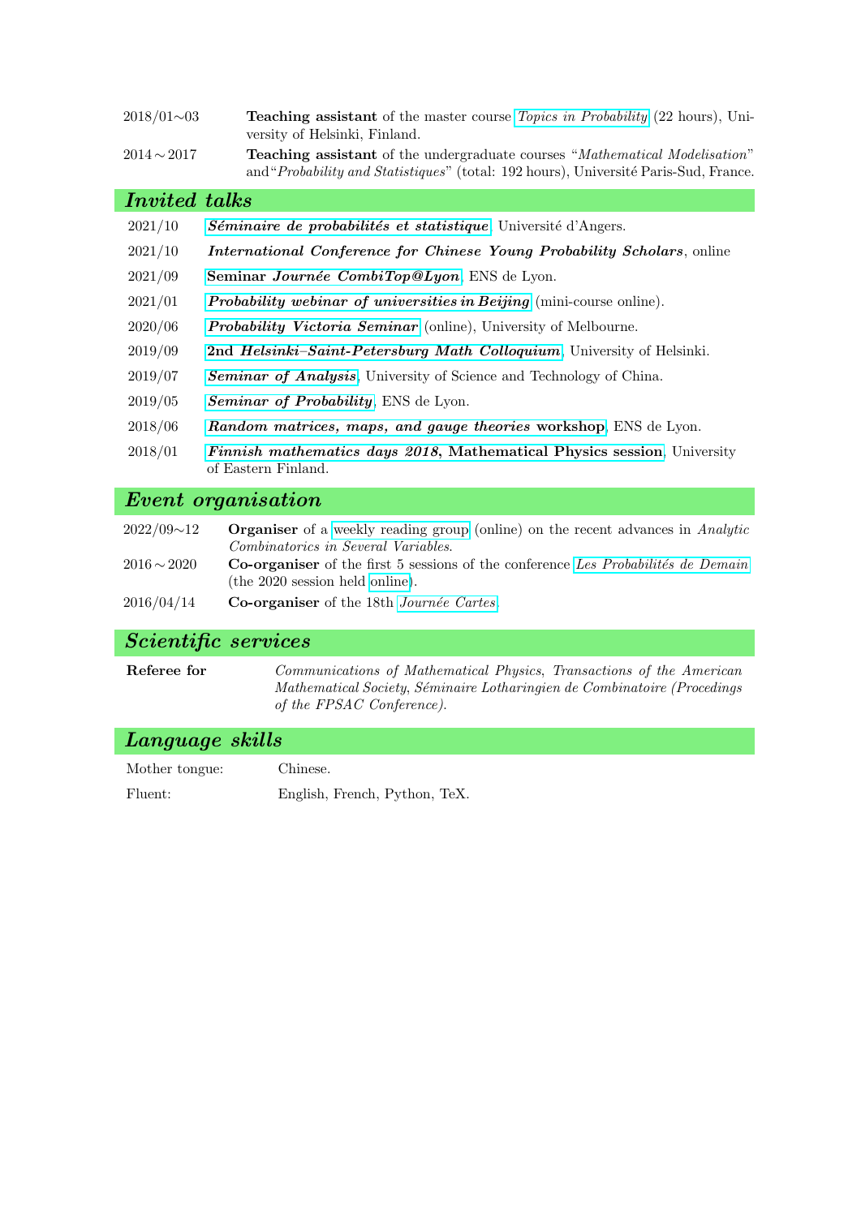| | |
|---|---|
| 2018/01∼03 | **Teaching assistant** of the master course *Topics in Probability* (22 hours), University of Helsinki, Finland. |
| 2014∼2017 | **Teaching assistant** of the undergraduate courses “*Mathematical Modelisation*” and“*Probability and Statistiques*” (total: 192 hours), Université Paris-Sud, France. |

## *Invited talks*

| | |
|---|---|
| 2021/10 | ***Séminaire de probabilités et statistique***, Université d'Angers. |
| 2021/10 | ***International Conference for Chinese Young Probability Scholars***, online |
| 2021/09 | **Seminar *Journée CombiTop@Lyon***, ENS de Lyon. |
| 2021/01 | ***Probability webinar of universities in Beijing*** (mini-course online). |
| 2020/06 | ***Probability Victoria Seminar*** (online), University of Melbourne. |
| 2019/09 | **2nd *Helsinki–Saint-Petersburg Math Colloquium***, University of Helsinki. |
| 2019/07 | ***Seminar of Analysis***, University of Science and Technology of China. |
| 2019/05 | ***Seminar of Probability***, ENS de Lyon. |
| 2018/06 | ***Random matrices, maps, and gauge theories* workshop**, ENS de Lyon. |
| 2018/01 | ***Finnish mathematics days 2018*, Mathematical Physics session**, University of Eastern Finland. |

## *Event organisation*

| | |
|---|---|
| 2022/09∼12 | **Organiser** of a weekly reading group (online) on the recent advances in *Analytic Combinatorics in Several Variables*. |
| 2016∼2020 | **Co-organiser** of the first 5 sessions of the conference *Les Probabilités de Demain* (the 2020 session held online). |
| 2016/04/14 | **Co-organiser** of the 18th *Journée Cartes*. |

## *Scientific services*

| | |
|---|---|
| **Referee for** | *Communications of Mathematical Physics, Transactions of the American Mathematical Society, Séminaire Lotharingien de Combinatoire (Procedings of the FPSAC Conference).* |

## *Language skills*

| | |
|---|---|
| Mother tongue: | Chinese. |
| Fluent: | English, French, Python, TeX. |